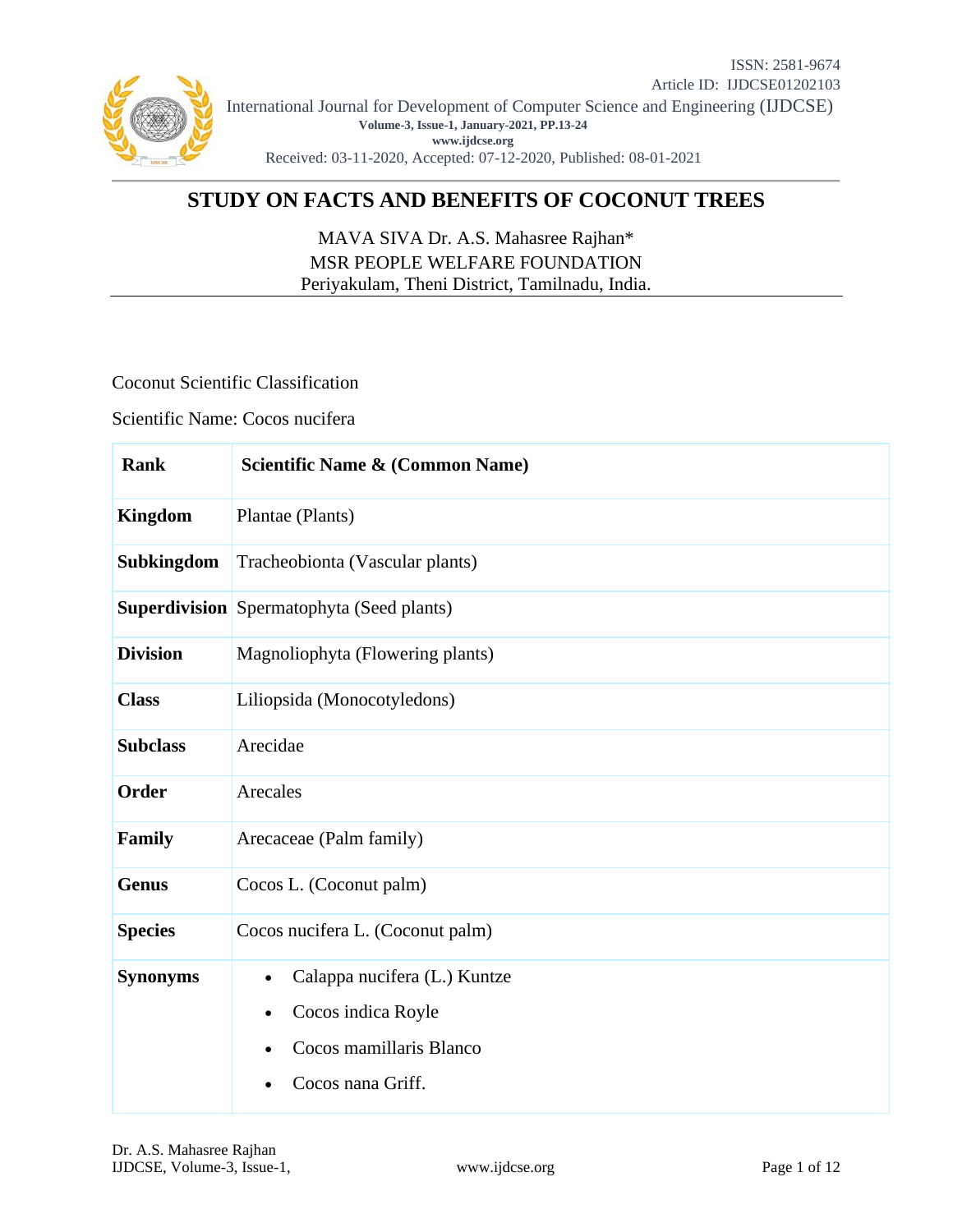# STUDY ON FACTS AND BENEFITS OF COCONUT TREES

MAVA SIVA Dr. A.S. Mahasree Rajhan*
MSR PEOPLE WELFARE FOUNDATION
Periyakulam, Theni District, Tamilnadu, India.

Coconut Scientific Classification

Scientific Name: Cocos nucifera

| Rank | Scientific Name & (Common Name) |
|---|---|
| **Kingdom** | Plantae (Plants) |
| **Subkingdom** | Tracheobionta (Vascular plants) |
| **Superdivision** | Spermatophyta (Seed plants) |
| **Division** | Magnoliophyta (Flowering plants) |
| **Class** | Liliopsida (Monocotyledons) |
| **Subclass** | Arecidae |
| **Order** | Arecales |
| **Family** | Arecaceae (Palm family) |
| **Genus** | Cocos L. (Coconut palm) |
| **Species** | Cocos nucifera L. (Coconut palm) |
| **Synonyms** | • Calappa nucifera (L.) Kuntze<br>• Cocos indica Royle<br>• Cocos mamillaris Blanco<br>• Cocos nana Griff. |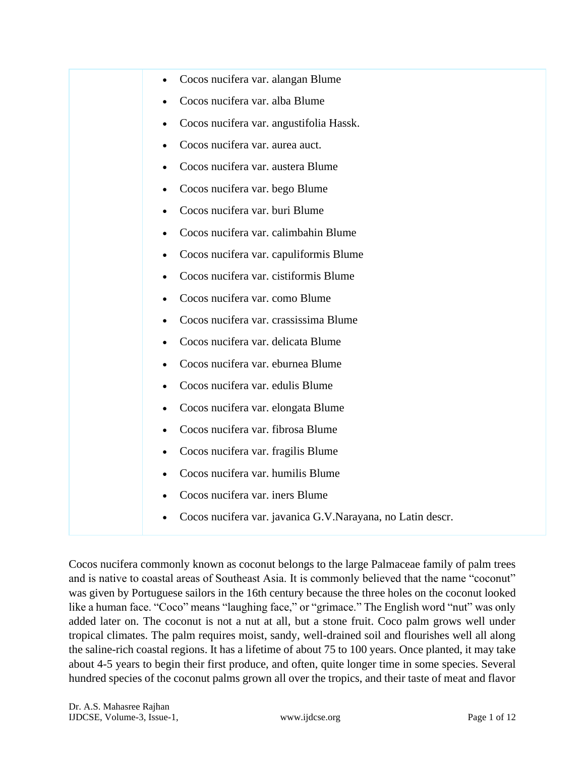| | <ul><li>Cocos nucifera var. alangan Blume</li><li>Cocos nucifera var. alba Blume</li><li>Cocos nucifera var. angustifolia Hassk.</li><li>Cocos nucifera var. aurea auct.</li><li>Cocos nucifera var. austera Blume</li><li>Cocos nucifera var. bego Blume</li><li>Cocos nucifera var. buri Blume</li><li>Cocos nucifera var. calimbahin Blume</li><li>Cocos nucifera var. capuliformis Blume</li><li>Cocos nucifera var. cistiformis Blume</li><li>Cocos nucifera var. como Blume</li><li>Cocos nucifera var. crassissima Blume</li><li>Cocos nucifera var. delicata Blume</li><li>Cocos nucifera var. eburnea Blume</li><li>Cocos nucifera var. edulis Blume</li><li>Cocos nucifera var. elongata Blume</li><li>Cocos nucifera var. fibrosa Blume</li><li>Cocos nucifera var. fragilis Blume</li><li>Cocos nucifera var. humilis Blume</li><li>Cocos nucifera var. iners Blume</li><li>Cocos nucifera var. javanica G.V.Narayana, no Latin descr.</li></ul> |
|---|---|

Cocos nucifera commonly known as coconut belongs to the large Palmaceae family of palm trees and is native to coastal areas of Southeast Asia. It is commonly believed that the name "coconut" was given by Portuguese sailors in the 16th century because the three holes on the coconut looked like a human face. "Coco" means "laughing face," or "grimace." The English word "nut" was only added later on. The coconut is not a nut at all, but a stone fruit. Coco palm grows well under tropical climates. The palm requires moist, sandy, well-drained soil and flourishes well all along the saline-rich coastal regions. It has a lifetime of about 75 to 100 years. Once planted, it may take about 4-5 years to begin their first produce, and often, quite longer time in some species. Several hundred species of the coconut palms grown all over the tropics, and their taste of meat and flavor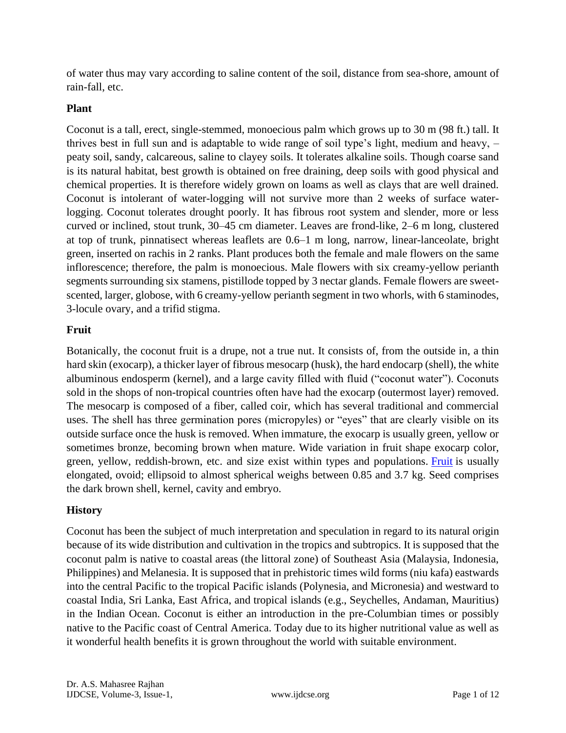of water thus may vary according to saline content of the soil, distance from sea-shore, amount of rain-fall, etc.

**Plant**

Coconut is a tall, erect, single-stemmed, monoecious palm which grows up to 30 m (98 ft.) tall. It thrives best in full sun and is adaptable to wide range of soil type's light, medium and heavy, – peaty soil, sandy, calcareous, saline to clayey soils. It tolerates alkaline soils. Though coarse sand is its natural habitat, best growth is obtained on free draining, deep soils with good physical and chemical properties. It is therefore widely grown on loams as well as clays that are well drained. Coconut is intolerant of water-logging will not survive more than 2 weeks of surface water-logging. Coconut tolerates drought poorly. It has fibrous root system and slender, more or less curved or inclined, stout trunk, 30–45 cm diameter. Leaves are frond-like, 2–6 m long, clustered at top of trunk, pinnatisect whereas leaflets are 0.6–1 m long, narrow, linear-lanceolate, bright green, inserted on rachis in 2 ranks. Plant produces both the female and male flowers on the same inflorescence; therefore, the palm is monoecious. Male flowers with six creamy-yellow perianth segments surrounding six stamens, pistillode topped by 3 nectar glands. Female flowers are sweet-scented, larger, globose, with 6 creamy-yellow perianth segment in two whorls, with 6 staminodes, 3-locule ovary, and a trifid stigma.

**Fruit**

Botanically, the coconut fruit is a drupe, not a true nut. It consists of, from the outside in, a thin hard skin (exocarp), a thicker layer of fibrous mesocarp (husk), the hard endocarp (shell), the white albuminous endosperm (kernel), and a large cavity filled with fluid ("coconut water"). Coconuts sold in the shops of non-tropical countries often have had the exocarp (outermost layer) removed. The mesocarp is composed of a fiber, called coir, which has several traditional and commercial uses. The shell has three germination pores (micropyles) or "eyes" that are clearly visible on its outside surface once the husk is removed. When immature, the exocarp is usually green, yellow or sometimes bronze, becoming brown when mature. Wide variation in fruit shape exocarp color, green, yellow, reddish-brown, etc. and size exist within types and populations. Fruit is usually elongated, ovoid; ellipsoid to almost spherical weighs between 0.85 and 3.7 kg. Seed comprises the dark brown shell, kernel, cavity and embryo.

**History**

Coconut has been the subject of much interpretation and speculation in regard to its natural origin because of its wide distribution and cultivation in the tropics and subtropics. It is supposed that the coconut palm is native to coastal areas (the littoral zone) of Southeast Asia (Malaysia, Indonesia, Philippines) and Melanesia. It is supposed that in prehistoric times wild forms (niu kafa) eastwards into the central Pacific to the tropical Pacific islands (Polynesia, and Micronesia) and westward to coastal India, Sri Lanka, East Africa, and tropical islands (e.g., Seychelles, Andaman, Mauritius) in the Indian Ocean. Coconut is either an introduction in the pre-Columbian times or possibly native to the Pacific coast of Central America. Today due to its higher nutritional value as well as it wonderful health benefits it is grown throughout the world with suitable environment.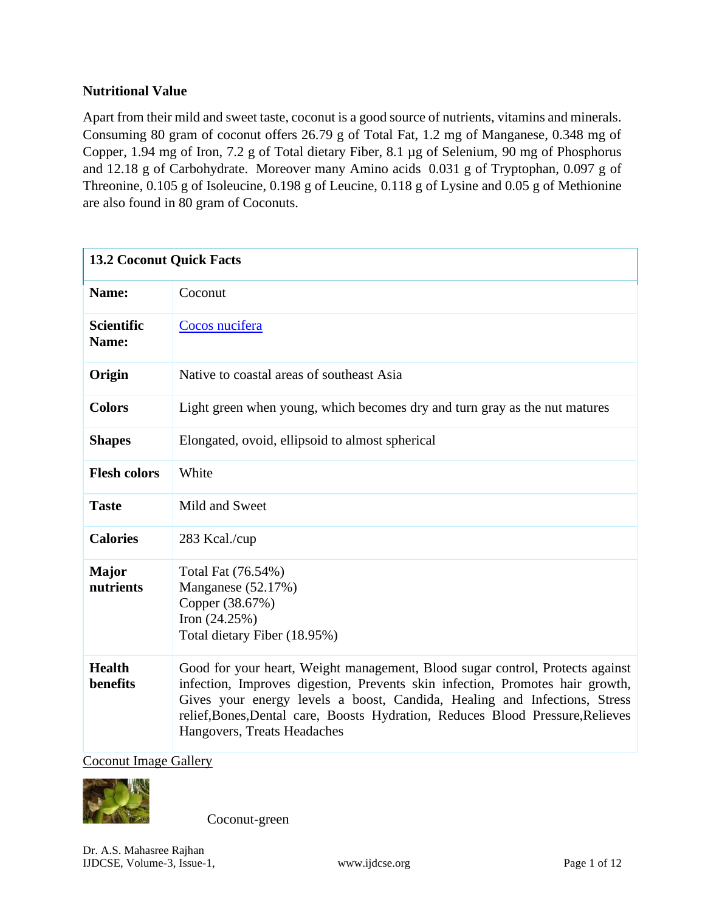**Nutritional Value**

Apart from their mild and sweet taste, coconut is a good source of nutrients, vitamins and minerals. Consuming 80 gram of coconut offers 26.79 g of Total Fat, 1.2 mg of Manganese, 0.348 mg of Copper, 1.94 mg of Iron, 7.2 g of Total dietary Fiber, 8.1 µg of Selenium, 90 mg of Phosphorus and 12.18 g of Carbohydrate. Moreover many Amino acids 0.031 g of Tryptophan, 0.097 g of Threonine, 0.105 g of Isoleucine, 0.198 g of Leucine, 0.118 g of Lysine and 0.05 g of Methionine are also found in 80 gram of Coconuts.

| **13.2 Coconut Quick Facts** | |
|---|---|
| **Name:** | Coconut |
| **Scientific Name:** | Cocos nucifera |
| **Origin** | Native to coastal areas of southeast Asia |
| **Colors** | Light green when young, which becomes dry and turn gray as the nut matures |
| **Shapes** | Elongated, ovoid, ellipsoid to almost spherical |
| **Flesh colors** | White |
| **Taste** | Mild and Sweet |
| **Calories** | 283 Kcal./cup |
| **Major nutrients** | Total Fat (76.54%)<br>Manganese (52.17%)<br>Copper (38.67%)<br>Iron (24.25%)<br>Total dietary Fiber (18.95%) |
| **Health benefits** | Good for your heart, Weight management, Blood sugar control, Protects against infection, Improves digestion, Prevents skin infection, Promotes hair growth, Gives your energy levels a boost, Candida, Healing and Infections, Stress relief,Bones,Dental care, Boosts Hydration, Reduces Blood Pressure,Relieves Hangovers, Treats Headaches |

Coconut Image Gallery

Coconut-green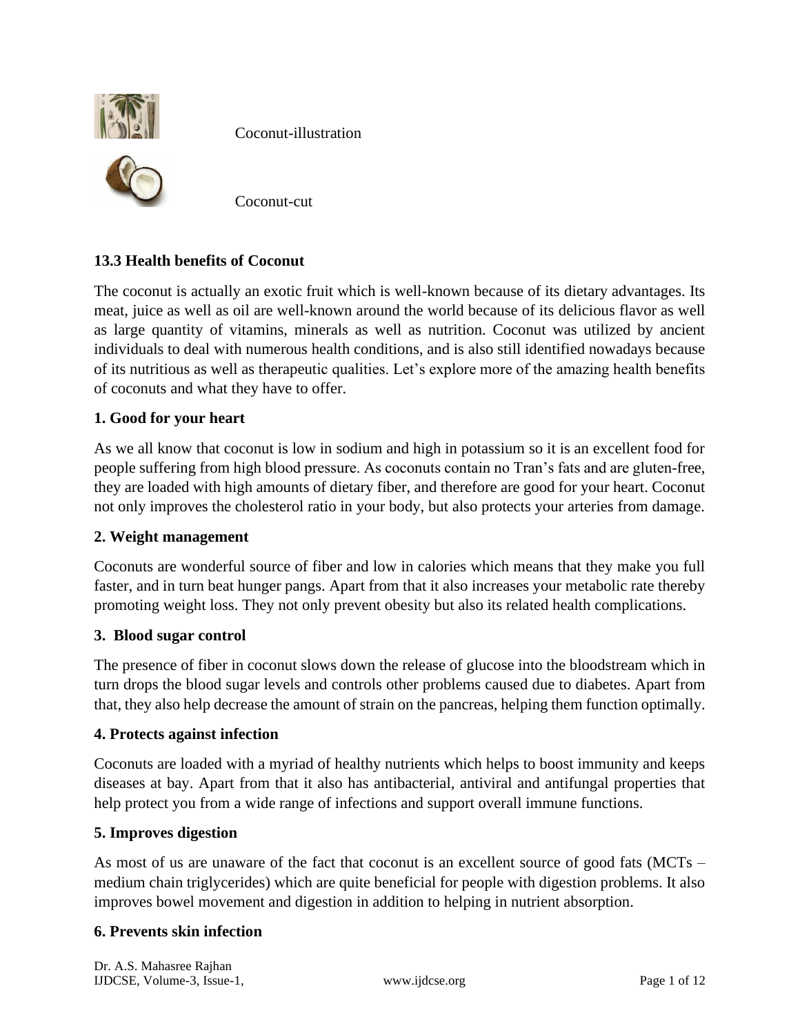Coconut-illustration

Coconut-cut

**13.3 Health benefits of Coconut**

The coconut is actually an exotic fruit which is well-known because of its dietary advantages. Its meat, juice as well as oil are well-known around the world because of its delicious flavor as well as large quantity of vitamins, minerals as well as nutrition. Coconut was utilized by ancient individuals to deal with numerous health conditions, and is also still identified nowadays because of its nutritious as well as therapeutic qualities. Let's explore more of the amazing health benefits of coconuts and what they have to offer.

**1. Good for your heart**

As we all know that coconut is low in sodium and high in potassium so it is an excellent food for people suffering from high blood pressure. As coconuts contain no Tran's fats and are gluten-free, they are loaded with high amounts of dietary fiber, and therefore are good for your heart. Coconut not only improves the cholesterol ratio in your body, but also protects your arteries from damage.

**2. Weight management**

Coconuts are wonderful source of fiber and low in calories which means that they make you full faster, and in turn beat hunger pangs. Apart from that it also increases your metabolic rate thereby promoting weight loss. They not only prevent obesity but also its related health complications.

**3. Blood sugar control**

The presence of fiber in coconut slows down the release of glucose into the bloodstream which in turn drops the blood sugar levels and controls other problems caused due to diabetes. Apart from that, they also help decrease the amount of strain on the pancreas, helping them function optimally.

**4. Protects against infection**

Coconuts are loaded with a myriad of healthy nutrients which helps to boost immunity and keeps diseases at bay. Apart from that it also has antibacterial, antiviral and antifungal properties that help protect you from a wide range of infections and support overall immune functions.

**5. Improves digestion**

As most of us are unaware of the fact that coconut is an excellent source of good fats (MCTs – medium chain triglycerides) which are quite beneficial for people with digestion problems. It also improves bowel movement and digestion in addition to helping in nutrient absorption.

**6. Prevents skin infection**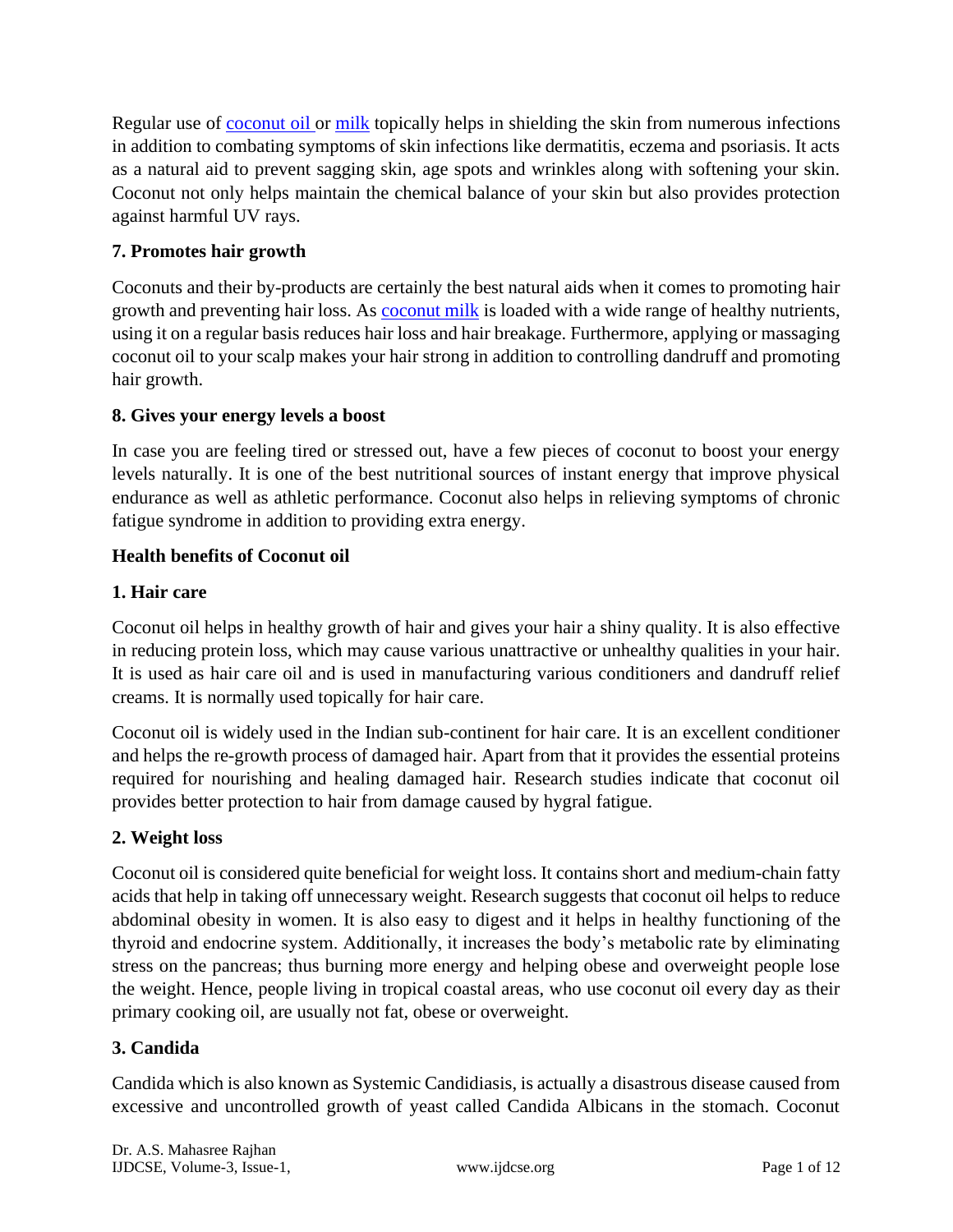Regular use of coconut oil or milk topically helps in shielding the skin from numerous infections in addition to combating symptoms of skin infections like dermatitis, eczema and psoriasis. It acts as a natural aid to prevent sagging skin, age spots and wrinkles along with softening your skin. Coconut not only helps maintain the chemical balance of your skin but also provides protection against harmful UV rays.

**7. Promotes hair growth**

Coconuts and their by-products are certainly the best natural aids when it comes to promoting hair growth and preventing hair loss. As coconut milk is loaded with a wide range of healthy nutrients, using it on a regular basis reduces hair loss and hair breakage. Furthermore, applying or massaging coconut oil to your scalp makes your hair strong in addition to controlling dandruff and promoting hair growth.

**8. Gives your energy levels a boost**

In case you are feeling tired or stressed out, have a few pieces of coconut to boost your energy levels naturally. It is one of the best nutritional sources of instant energy that improve physical endurance as well as athletic performance. Coconut also helps in relieving symptoms of chronic fatigue syndrome in addition to providing extra energy.

**Health benefits of Coconut oil**

**1. Hair care**

Coconut oil helps in healthy growth of hair and gives your hair a shiny quality. It is also effective in reducing protein loss, which may cause various unattractive or unhealthy qualities in your hair. It is used as hair care oil and is used in manufacturing various conditioners and dandruff relief creams. It is normally used topically for hair care.

Coconut oil is widely used in the Indian sub-continent for hair care. It is an excellent conditioner and helps the re-growth process of damaged hair. Apart from that it provides the essential proteins required for nourishing and healing damaged hair. Research studies indicate that coconut oil provides better protection to hair from damage caused by hygral fatigue.

**2. Weight loss**

Coconut oil is considered quite beneficial for weight loss. It contains short and medium-chain fatty acids that help in taking off unnecessary weight. Research suggests that coconut oil helps to reduce abdominal obesity in women. It is also easy to digest and it helps in healthy functioning of the thyroid and endocrine system. Additionally, it increases the body's metabolic rate by eliminating stress on the pancreas; thus burning more energy and helping obese and overweight people lose the weight. Hence, people living in tropical coastal areas, who use coconut oil every day as their primary cooking oil, are usually not fat, obese or overweight.

**3. Candida**

Candida which is also known as Systemic Candidiasis, is actually a disastrous disease caused from excessive and uncontrolled growth of yeast called Candida Albicans in the stomach. Coconut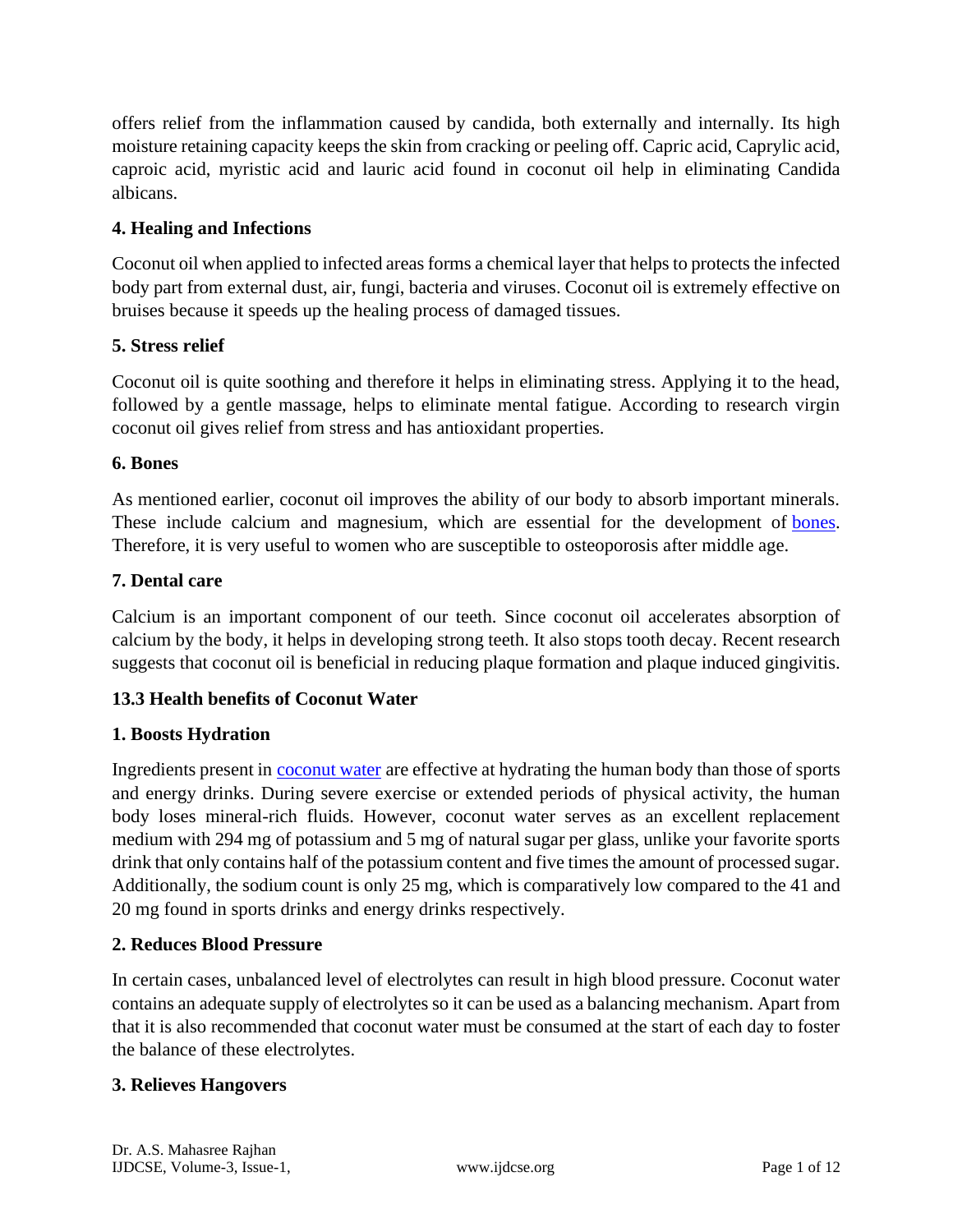offers relief from the inflammation caused by candida, both externally and internally. Its high moisture retaining capacity keeps the skin from cracking or peeling off. Capric acid, Caprylic acid, caproic acid, myristic acid and lauric acid found in coconut oil help in eliminating Candida albicans.

**4. Healing and Infections**

Coconut oil when applied to infected areas forms a chemical layer that helps to protects the infected body part from external dust, air, fungi, bacteria and viruses. Coconut oil is extremely effective on bruises because it speeds up the healing process of damaged tissues.

**5. Stress relief**

Coconut oil is quite soothing and therefore it helps in eliminating stress. Applying it to the head, followed by a gentle massage, helps to eliminate mental fatigue. According to research virgin coconut oil gives relief from stress and has antioxidant properties.

**6. Bones**

As mentioned earlier, coconut oil improves the ability of our body to absorb important minerals. These include calcium and magnesium, which are essential for the development of bones. Therefore, it is very useful to women who are susceptible to osteoporosis after middle age.

**7. Dental care**

Calcium is an important component of our teeth. Since coconut oil accelerates absorption of calcium by the body, it helps in developing strong teeth. It also stops tooth decay. Recent research suggests that coconut oil is beneficial in reducing plaque formation and plaque induced gingivitis.

**13.3 Health benefits of Coconut Water**

**1. Boosts Hydration**

Ingredients present in coconut water are effective at hydrating the human body than those of sports and energy drinks. During severe exercise or extended periods of physical activity, the human body loses mineral-rich fluids. However, coconut water serves as an excellent replacement medium with 294 mg of potassium and 5 mg of natural sugar per glass, unlike your favorite sports drink that only contains half of the potassium content and five times the amount of processed sugar. Additionally, the sodium count is only 25 mg, which is comparatively low compared to the 41 and 20 mg found in sports drinks and energy drinks respectively.

**2. Reduces Blood Pressure**

In certain cases, unbalanced level of electrolytes can result in high blood pressure. Coconut water contains an adequate supply of electrolytes so it can be used as a balancing mechanism. Apart from that it is also recommended that coconut water must be consumed at the start of each day to foster the balance of these electrolytes.

**3. Relieves Hangovers**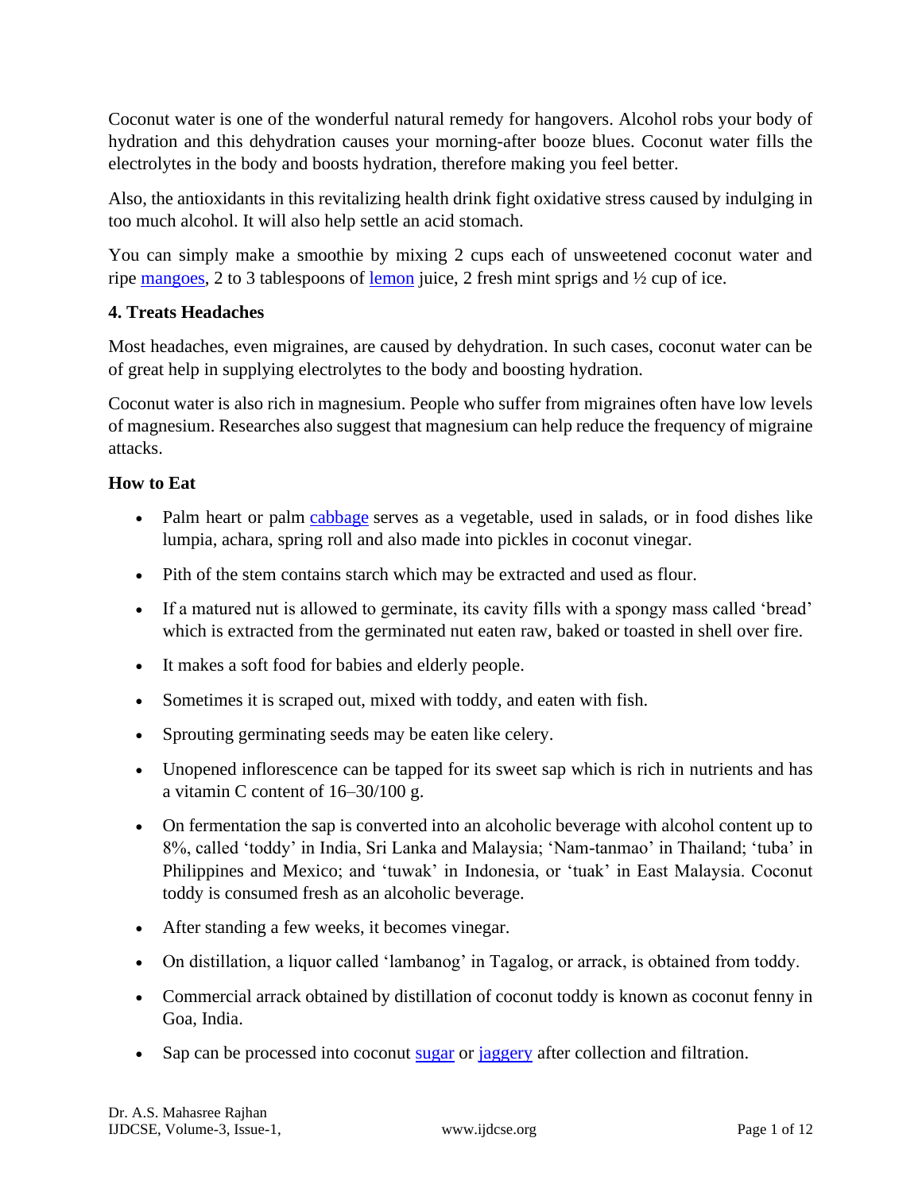Coconut water is one of the wonderful natural remedy for hangovers. Alcohol robs your body of hydration and this dehydration causes your morning-after booze blues. Coconut water fills the electrolytes in the body and boosts hydration, therefore making you feel better.

Also, the antioxidants in this revitalizing health drink fight oxidative stress caused by indulging in too much alcohol. It will also help settle an acid stomach.

You can simply make a smoothie by mixing 2 cups each of unsweetened coconut water and ripe mangoes, 2 to 3 tablespoons of lemon juice, 2 fresh mint sprigs and ½ cup of ice.

**4. Treats Headaches**

Most headaches, even migraines, are caused by dehydration. In such cases, coconut water can be of great help in supplying electrolytes to the body and boosting hydration.

Coconut water is also rich in magnesium. People who suffer from migraines often have low levels of magnesium. Researches also suggest that magnesium can help reduce the frequency of migraine attacks.

**How to Eat**

- Palm heart or palm cabbage serves as a vegetable, used in salads, or in food dishes like lumpia, achara, spring roll and also made into pickles in coconut vinegar.
- Pith of the stem contains starch which may be extracted and used as flour.
- If a matured nut is allowed to germinate, its cavity fills with a spongy mass called 'bread' which is extracted from the germinated nut eaten raw, baked or toasted in shell over fire.
- It makes a soft food for babies and elderly people.
- Sometimes it is scraped out, mixed with toddy, and eaten with fish.
- Sprouting germinating seeds may be eaten like celery.
- Unopened inflorescence can be tapped for its sweet sap which is rich in nutrients and has a vitamin C content of 16–30/100 g.
- On fermentation the sap is converted into an alcoholic beverage with alcohol content up to 8%, called 'toddy' in India, Sri Lanka and Malaysia; 'Nam-tanmao' in Thailand; 'tuba' in Philippines and Mexico; and 'tuwak' in Indonesia, or 'tuak' in East Malaysia. Coconut toddy is consumed fresh as an alcoholic beverage.
- After standing a few weeks, it becomes vinegar.
- On distillation, a liquor called 'lambanog' in Tagalog, or arrack, is obtained from toddy.
- Commercial arrack obtained by distillation of coconut toddy is known as coconut fenny in Goa, India.
- Sap can be processed into coconut sugar or jaggery after collection and filtration.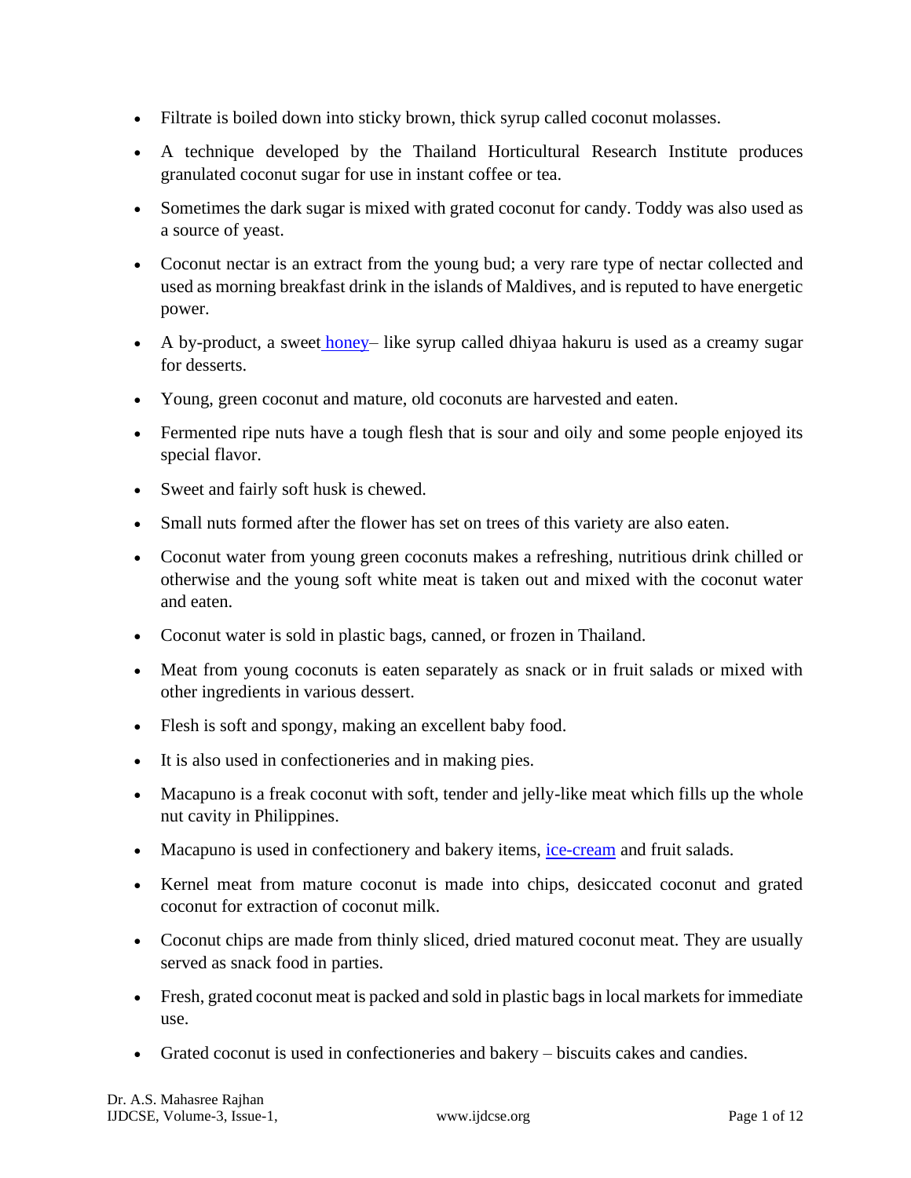- Filtrate is boiled down into sticky brown, thick syrup called coconut molasses.
- A technique developed by the Thailand Horticultural Research Institute produces granulated coconut sugar for use in instant coffee or tea.
- Sometimes the dark sugar is mixed with grated coconut for candy. Toddy was also used as a source of yeast.
- Coconut nectar is an extract from the young bud; a very rare type of nectar collected and used as morning breakfast drink in the islands of Maldives, and is reputed to have energetic power.
- A by-product, a sweet honey– like syrup called dhiyaa hakuru is used as a creamy sugar for desserts.
- Young, green coconut and mature, old coconuts are harvested and eaten.
- Fermented ripe nuts have a tough flesh that is sour and oily and some people enjoyed its special flavor.
- Sweet and fairly soft husk is chewed.
- Small nuts formed after the flower has set on trees of this variety are also eaten.
- Coconut water from young green coconuts makes a refreshing, nutritious drink chilled or otherwise and the young soft white meat is taken out and mixed with the coconut water and eaten.
- Coconut water is sold in plastic bags, canned, or frozen in Thailand.
- Meat from young coconuts is eaten separately as snack or in fruit salads or mixed with other ingredients in various dessert.
- Flesh is soft and spongy, making an excellent baby food.
- It is also used in confectioneries and in making pies.
- Macapuno is a freak coconut with soft, tender and jelly-like meat which fills up the whole nut cavity in Philippines.
- Macapuno is used in confectionery and bakery items, ice-cream and fruit salads.
- Kernel meat from mature coconut is made into chips, desiccated coconut and grated coconut for extraction of coconut milk.
- Coconut chips are made from thinly sliced, dried matured coconut meat. They are usually served as snack food in parties.
- Fresh, grated coconut meat is packed and sold in plastic bags in local markets for immediate use.
- Grated coconut is used in confectioneries and bakery – biscuits cakes and candies.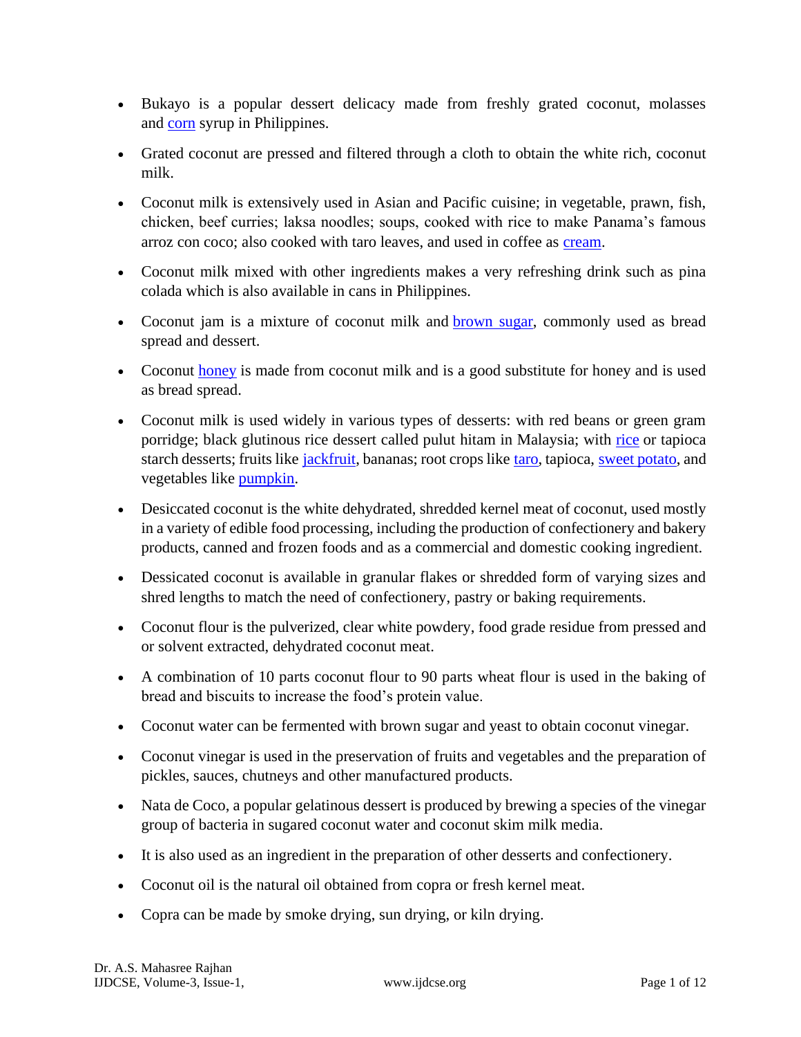- Bukayo is a popular dessert delicacy made from freshly grated coconut, molasses and corn syrup in Philippines.
- Grated coconut are pressed and filtered through a cloth to obtain the white rich, coconut milk.
- Coconut milk is extensively used in Asian and Pacific cuisine; in vegetable, prawn, fish, chicken, beef curries; laksa noodles; soups, cooked with rice to make Panama's famous arroz con coco; also cooked with taro leaves, and used in coffee as cream.
- Coconut milk mixed with other ingredients makes a very refreshing drink such as pina colada which is also available in cans in Philippines.
- Coconut jam is a mixture of coconut milk and brown sugar, commonly used as bread spread and dessert.
- Coconut honey is made from coconut milk and is a good substitute for honey and is used as bread spread.
- Coconut milk is used widely in various types of desserts: with red beans or green gram porridge; black glutinous rice dessert called pulut hitam in Malaysia; with rice or tapioca starch desserts; fruits like jackfruit, bananas; root crops like taro, tapioca, sweet potato, and vegetables like pumpkin.
- Desiccated coconut is the white dehydrated, shredded kernel meat of coconut, used mostly in a variety of edible food processing, including the production of confectionery and bakery products, canned and frozen foods and as a commercial and domestic cooking ingredient.
- Dessicated coconut is available in granular flakes or shredded form of varying sizes and shred lengths to match the need of confectionery, pastry or baking requirements.
- Coconut flour is the pulverized, clear white powdery, food grade residue from pressed and or solvent extracted, dehydrated coconut meat.
- A combination of 10 parts coconut flour to 90 parts wheat flour is used in the baking of bread and biscuits to increase the food's protein value.
- Coconut water can be fermented with brown sugar and yeast to obtain coconut vinegar.
- Coconut vinegar is used in the preservation of fruits and vegetables and the preparation of pickles, sauces, chutneys and other manufactured products.
- Nata de Coco, a popular gelatinous dessert is produced by brewing a species of the vinegar group of bacteria in sugared coconut water and coconut skim milk media.
- It is also used as an ingredient in the preparation of other desserts and confectionery.
- Coconut oil is the natural oil obtained from copra or fresh kernel meat.
- Copra can be made by smoke drying, sun drying, or kiln drying.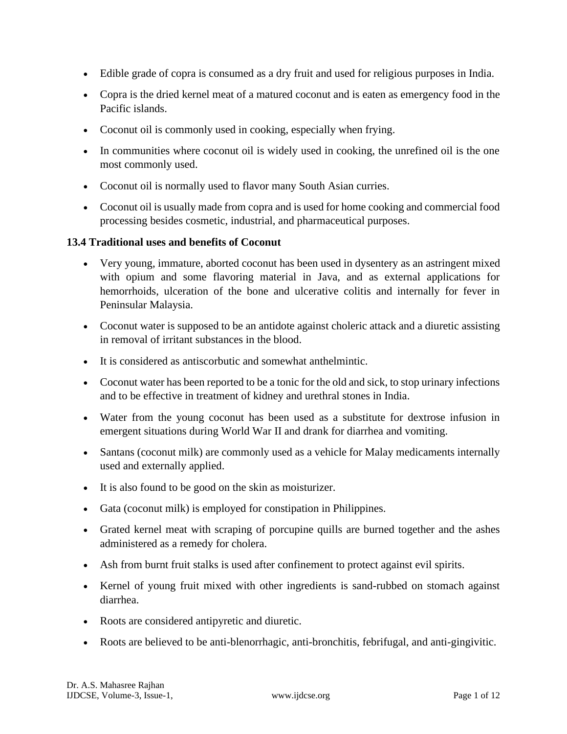- Edible grade of copra is consumed as a dry fruit and used for religious purposes in India.
- Copra is the dried kernel meat of a matured coconut and is eaten as emergency food in the Pacific islands.
- Coconut oil is commonly used in cooking, especially when frying.
- In communities where coconut oil is widely used in cooking, the unrefined oil is the one most commonly used.
- Coconut oil is normally used to flavor many South Asian curries.
- Coconut oil is usually made from copra and is used for home cooking and commercial food processing besides cosmetic, industrial, and pharmaceutical purposes.

**13.4 Traditional uses and benefits of Coconut**

- Very young, immature, aborted coconut has been used in dysentery as an astringent mixed with opium and some flavoring material in Java, and as external applications for hemorrhoids, ulceration of the bone and ulcerative colitis and internally for fever in Peninsular Malaysia.
- Coconut water is supposed to be an antidote against choleric attack and a diuretic assisting in removal of irritant substances in the blood.
- It is considered as antiscorbutic and somewhat anthelmintic.
- Coconut water has been reported to be a tonic for the old and sick, to stop urinary infections and to be effective in treatment of kidney and urethral stones in India.
- Water from the young coconut has been used as a substitute for dextrose infusion in emergent situations during World War II and drank for diarrhea and vomiting.
- Santans (coconut milk) are commonly used as a vehicle for Malay medicaments internally used and externally applied.
- It is also found to be good on the skin as moisturizer.
- Gata (coconut milk) is employed for constipation in Philippines.
- Grated kernel meat with scraping of porcupine quills are burned together and the ashes administered as a remedy for cholera.
- Ash from burnt fruit stalks is used after confinement to protect against evil spirits.
- Kernel of young fruit mixed with other ingredients is sand-rubbed on stomach against diarrhea.
- Roots are considered antipyretic and diuretic.
- Roots are believed to be anti-blenorrhagic, anti-bronchitis, febrifugal, and anti-gingivitic.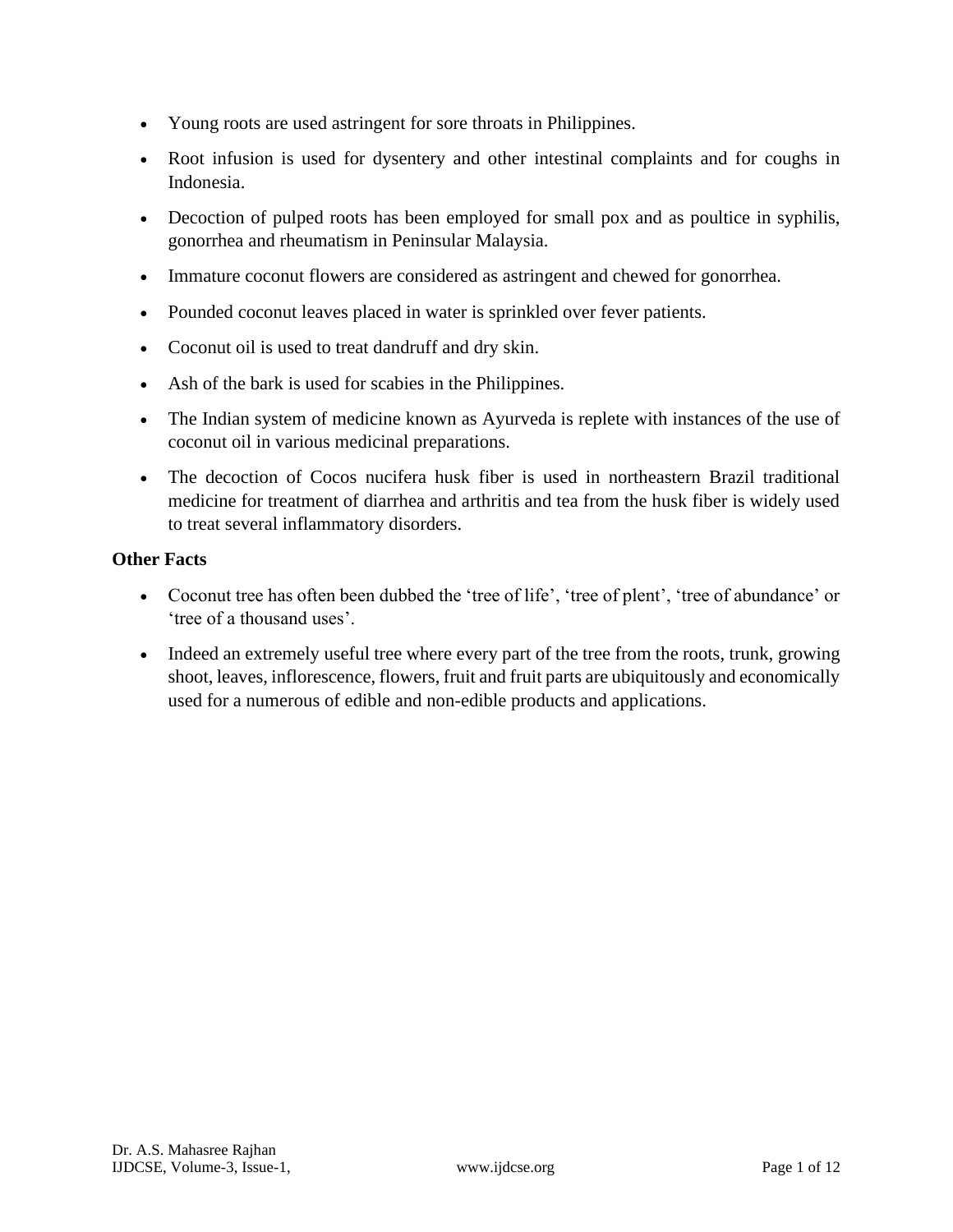- Young roots are used astringent for sore throats in Philippines.
- Root infusion is used for dysentery and other intestinal complaints and for coughs in Indonesia.
- Decoction of pulped roots has been employed for small pox and as poultice in syphilis, gonorrhea and rheumatism in Peninsular Malaysia.
- Immature coconut flowers are considered as astringent and chewed for gonorrhea.
- Pounded coconut leaves placed in water is sprinkled over fever patients.
- Coconut oil is used to treat dandruff and dry skin.
- Ash of the bark is used for scabies in the Philippines.
- The Indian system of medicine known as Ayurveda is replete with instances of the use of coconut oil in various medicinal preparations.
- The decoction of Cocos nucifera husk fiber is used in northeastern Brazil traditional medicine for treatment of diarrhea and arthritis and tea from the husk fiber is widely used to treat several inflammatory disorders.

**Other Facts**

- Coconut tree has often been dubbed the 'tree of life', 'tree of plent', 'tree of abundance' or 'tree of a thousand uses'.
- Indeed an extremely useful tree where every part of the tree from the roots, trunk, growing shoot, leaves, inflorescence, flowers, fruit and fruit parts are ubiquitously and economically used for a numerous of edible and non-edible products and applications.